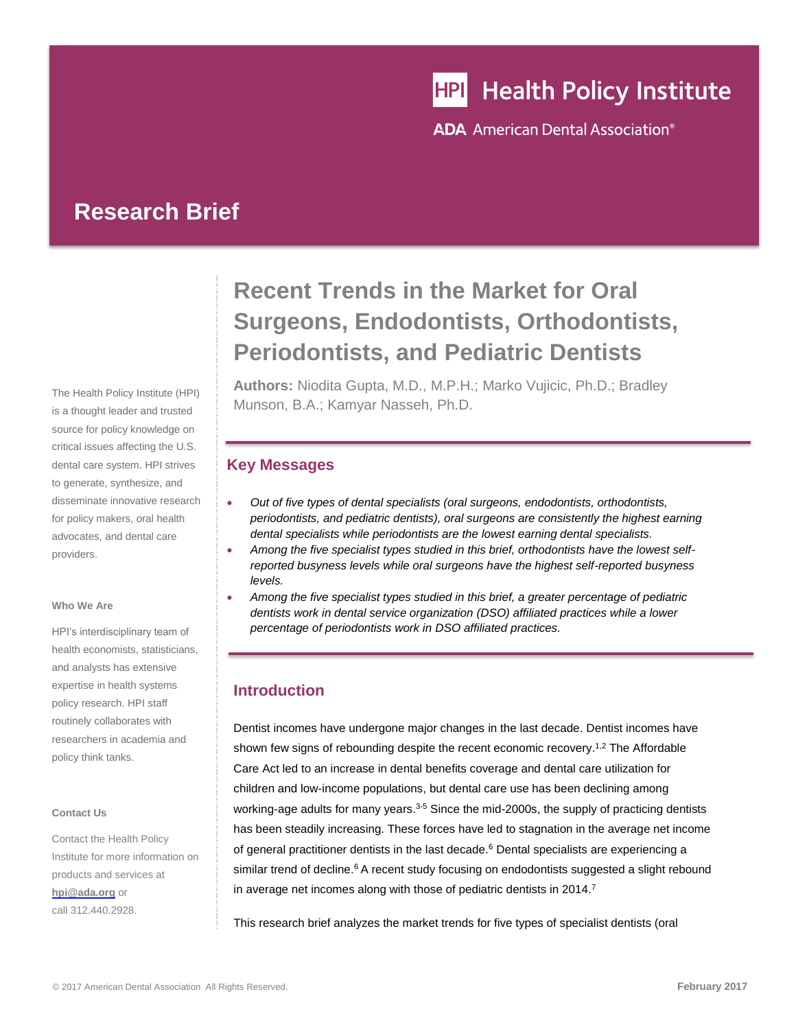Health Policy Institute

ADA American Dental Association®

# Research Brief

## Recent Trends in the Market for Oral Surgeons, Endodontists, Orthodontists, Periodontists, and Pediatric Dentists

**Authors:** Niodita Gupta, M.D., M.P.H.; Marko Vujicic, Ph.D.; Bradley Munson, B.A.; Kamyar Nasseh, Ph.D.

The Health Policy Institute (HPI) is a thought leader and trusted source for policy knowledge on critical issues affecting the U.S. dental care system. HPI strives to generate, synthesize, and disseminate innovative research for policy makers, oral health advocates, and dental care providers.

**Who We Are**

HPI's interdisciplinary team of health economists, statisticians, and analysts has extensive expertise in health systems policy research. HPI staff routinely collaborates with researchers in academia and policy think tanks.

**Contact Us**

Contact the Health Policy Institute for more information on products and services at hpi@ada.org or call 312.440.2928.

### Key Messages

- *Out of five types of dental specialists (oral surgeons, endodontists, orthodontists, periodontists, and pediatric dentists), oral surgeons are consistently the highest earning dental specialists while periodontists are the lowest earning dental specialists.*
- *Among the five specialist types studied in this brief, orthodontists have the lowest self-reported busyness levels while oral surgeons have the highest self-reported busyness levels.*
- *Among the five specialist types studied in this brief, a greater percentage of pediatric dentists work in dental service organization (DSO) affiliated practices while a lower percentage of periodontists work in DSO affiliated practices.*

### Introduction

Dentist incomes have undergone major changes in the last decade. Dentist incomes have shown few signs of rebounding despite the recent economic recovery.[1,2] The Affordable Care Act led to an increase in dental benefits coverage and dental care utilization for children and low-income populations, but dental care use has been declining among working-age adults for many years.[3-5] Since the mid-2000s, the supply of practicing dentists has been steadily increasing. These forces have led to stagnation in the average net income of general practitioner dentists in the last decade.[6] Dental specialists are experiencing a similar trend of decline.[6] A recent study focusing on endodontists suggested a slight rebound in average net incomes along with those of pediatric dentists in 2014.[7]

This research brief analyzes the market trends for five types of specialist dentists (oral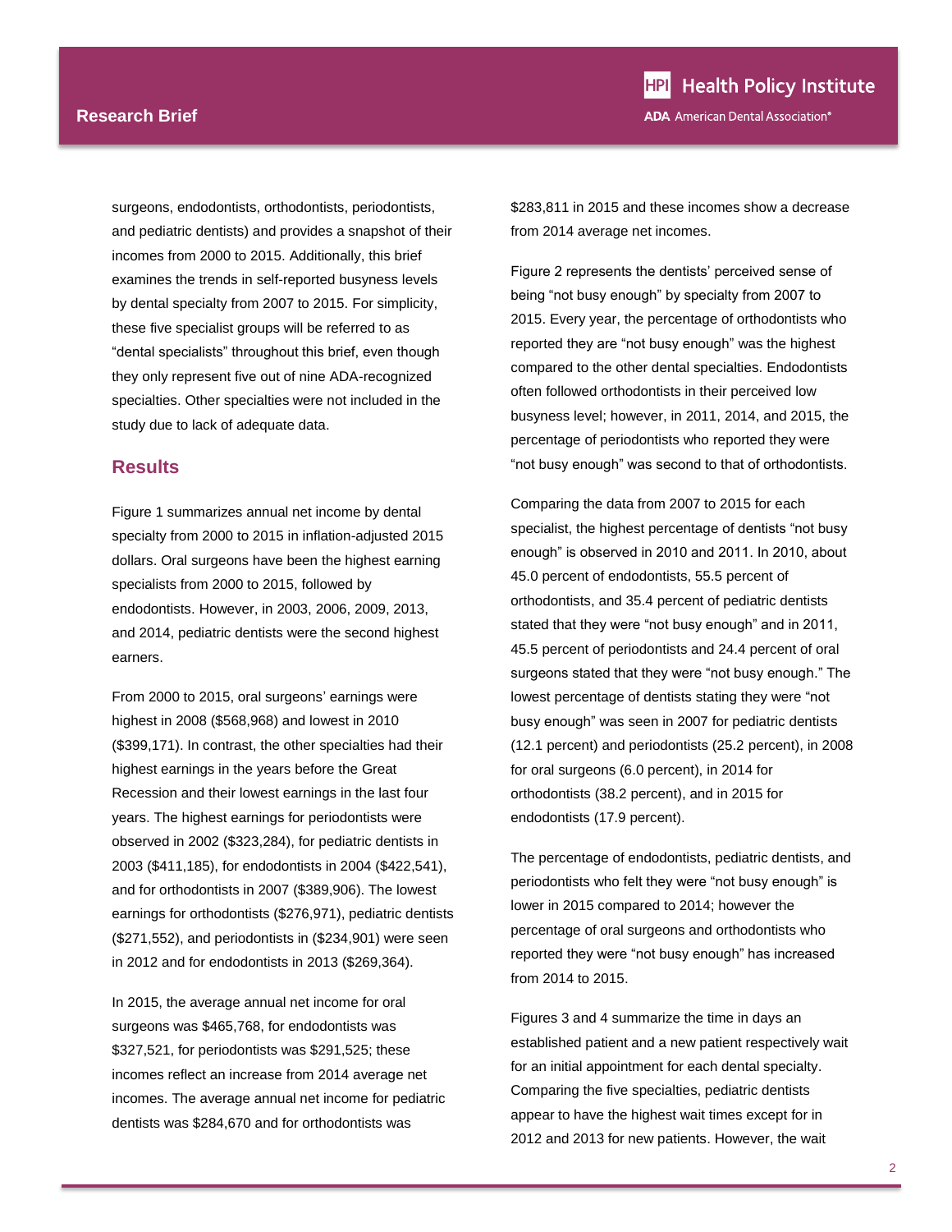surgeons, endodontists, orthodontists, periodontists, and pediatric dentists) and provides a snapshot of their incomes from 2000 to 2015. Additionally, this brief examines the trends in self-reported busyness levels by dental specialty from 2007 to 2015. For simplicity, these five specialist groups will be referred to as "dental specialists" throughout this brief, even though they only represent five out of nine ADA-recognized specialties. Other specialties were not included in the study due to lack of adequate data.

## Results

Figure 1 summarizes annual net income by dental specialty from 2000 to 2015 in inflation-adjusted 2015 dollars. Oral surgeons have been the highest earning specialists from 2000 to 2015, followed by endodontists. However, in 2003, 2006, 2009, 2013, and 2014, pediatric dentists were the second highest earners.

From 2000 to 2015, oral surgeons' earnings were highest in 2008 ($568,968) and lowest in 2010 ($399,171). In contrast, the other specialties had their highest earnings in the years before the Great Recession and their lowest earnings in the last four years. The highest earnings for periodontists were observed in 2002 ($323,284), for pediatric dentists in 2003 ($411,185), for endodontists in 2004 ($422,541), and for orthodontists in 2007 ($389,906). The lowest earnings for orthodontists ($276,971), pediatric dentists ($271,552), and periodontists in ($234,901) were seen in 2012 and for endodontists in 2013 ($269,364).

In 2015, the average annual net income for oral surgeons was $465,768, for endodontists was $327,521, for periodontists was $291,525; these incomes reflect an increase from 2014 average net incomes. The average annual net income for pediatric dentists was $284,670 and for orthodontists was $283,811 in 2015 and these incomes show a decrease from 2014 average net incomes.

Figure 2 represents the dentists' perceived sense of being "not busy enough" by specialty from 2007 to 2015. Every year, the percentage of orthodontists who reported they are "not busy enough" was the highest compared to the other dental specialties. Endodontists often followed orthodontists in their perceived low busyness level; however, in 2011, 2014, and 2015, the percentage of periodontists who reported they were "not busy enough" was second to that of orthodontists.

Comparing the data from 2007 to 2015 for each specialist, the highest percentage of dentists "not busy enough" is observed in 2010 and 2011. In 2010, about 45.0 percent of endodontists, 55.5 percent of orthodontists, and 35.4 percent of pediatric dentists stated that they were "not busy enough" and in 2011, 45.5 percent of periodontists and 24.4 percent of oral surgeons stated that they were "not busy enough." The lowest percentage of dentists stating they were "not busy enough" was seen in 2007 for pediatric dentists (12.1 percent) and periodontists (25.2 percent), in 2008 for oral surgeons (6.0 percent), in 2014 for orthodontists (38.2 percent), and in 2015 for endodontists (17.9 percent).

The percentage of endodontists, pediatric dentists, and periodontists who felt they were "not busy enough" is lower in 2015 compared to 2014; however the percentage of oral surgeons and orthodontists who reported they were "not busy enough" has increased from 2014 to 2015.

Figures 3 and 4 summarize the time in days an established patient and a new patient respectively wait for an initial appointment for each dental specialty. Comparing the five specialties, pediatric dentists appear to have the highest wait times except for in 2012 and 2013 for new patients. However, the wait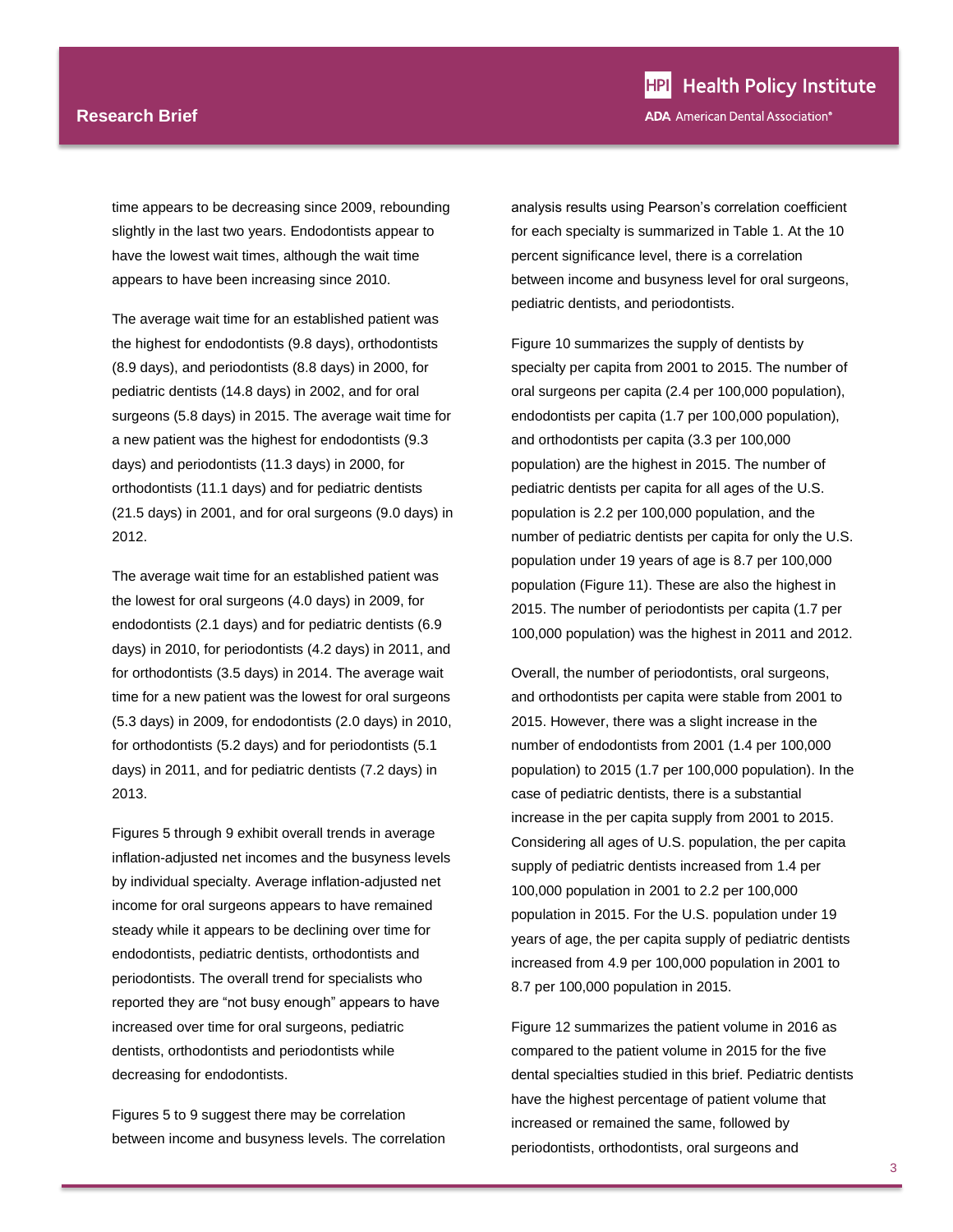time appears to be decreasing since 2009, rebounding slightly in the last two years. Endodontists appear to have the lowest wait times, although the wait time appears to have been increasing since 2010.

The average wait time for an established patient was the highest for endodontists (9.8 days), orthodontists (8.9 days), and periodontists (8.8 days) in 2000, for pediatric dentists (14.8 days) in 2002, and for oral surgeons (5.8 days) in 2015. The average wait time for a new patient was the highest for endodontists (9.3 days) and periodontists (11.3 days) in 2000, for orthodontists (11.1 days) and for pediatric dentists (21.5 days) in 2001, and for oral surgeons (9.0 days) in 2012.

The average wait time for an established patient was the lowest for oral surgeons (4.0 days) in 2009, for endodontists (2.1 days) and for pediatric dentists (6.9 days) in 2010, for periodontists (4.2 days) in 2011, and for orthodontists (3.5 days) in 2014. The average wait time for a new patient was the lowest for oral surgeons (5.3 days) in 2009, for endodontists (2.0 days) in 2010, for orthodontists (5.2 days) and for periodontists (5.1 days) in 2011, and for pediatric dentists (7.2 days) in 2013.

Figures 5 through 9 exhibit overall trends in average inflation-adjusted net incomes and the busyness levels by individual specialty. Average inflation-adjusted net income for oral surgeons appears to have remained steady while it appears to be declining over time for endodontists, pediatric dentists, orthodontists and periodontists. The overall trend for specialists who reported they are "not busy enough" appears to have increased over time for oral surgeons, pediatric dentists, orthodontists and periodontists while decreasing for endodontists.

Figures 5 to 9 suggest there may be correlation between income and busyness levels. The correlation analysis results using Pearson's correlation coefficient for each specialty is summarized in Table 1. At the 10 percent significance level, there is a correlation between income and busyness level for oral surgeons, pediatric dentists, and periodontists.

Figure 10 summarizes the supply of dentists by specialty per capita from 2001 to 2015. The number of oral surgeons per capita (2.4 per 100,000 population), endodontists per capita (1.7 per 100,000 population), and orthodontists per capita (3.3 per 100,000 population) are the highest in 2015. The number of pediatric dentists per capita for all ages of the U.S. population is 2.2 per 100,000 population, and the number of pediatric dentists per capita for only the U.S. population under 19 years of age is 8.7 per 100,000 population (Figure 11). These are also the highest in 2015. The number of periodontists per capita (1.7 per 100,000 population) was the highest in 2011 and 2012.

Overall, the number of periodontists, oral surgeons, and orthodontists per capita were stable from 2001 to 2015. However, there was a slight increase in the number of endodontists from 2001 (1.4 per 100,000 population) to 2015 (1.7 per 100,000 population). In the case of pediatric dentists, there is a substantial increase in the per capita supply from 2001 to 2015. Considering all ages of U.S. population, the per capita supply of pediatric dentists increased from 1.4 per 100,000 population in 2001 to 2.2 per 100,000 population in 2015. For the U.S. population under 19 years of age, the per capita supply of pediatric dentists increased from 4.9 per 100,000 population in 2001 to 8.7 per 100,000 population in 2015.

Figure 12 summarizes the patient volume in 2016 as compared to the patient volume in 2015 for the five dental specialties studied in this brief. Pediatric dentists have the highest percentage of patient volume that increased or remained the same, followed by periodontists, orthodontists, oral surgeons and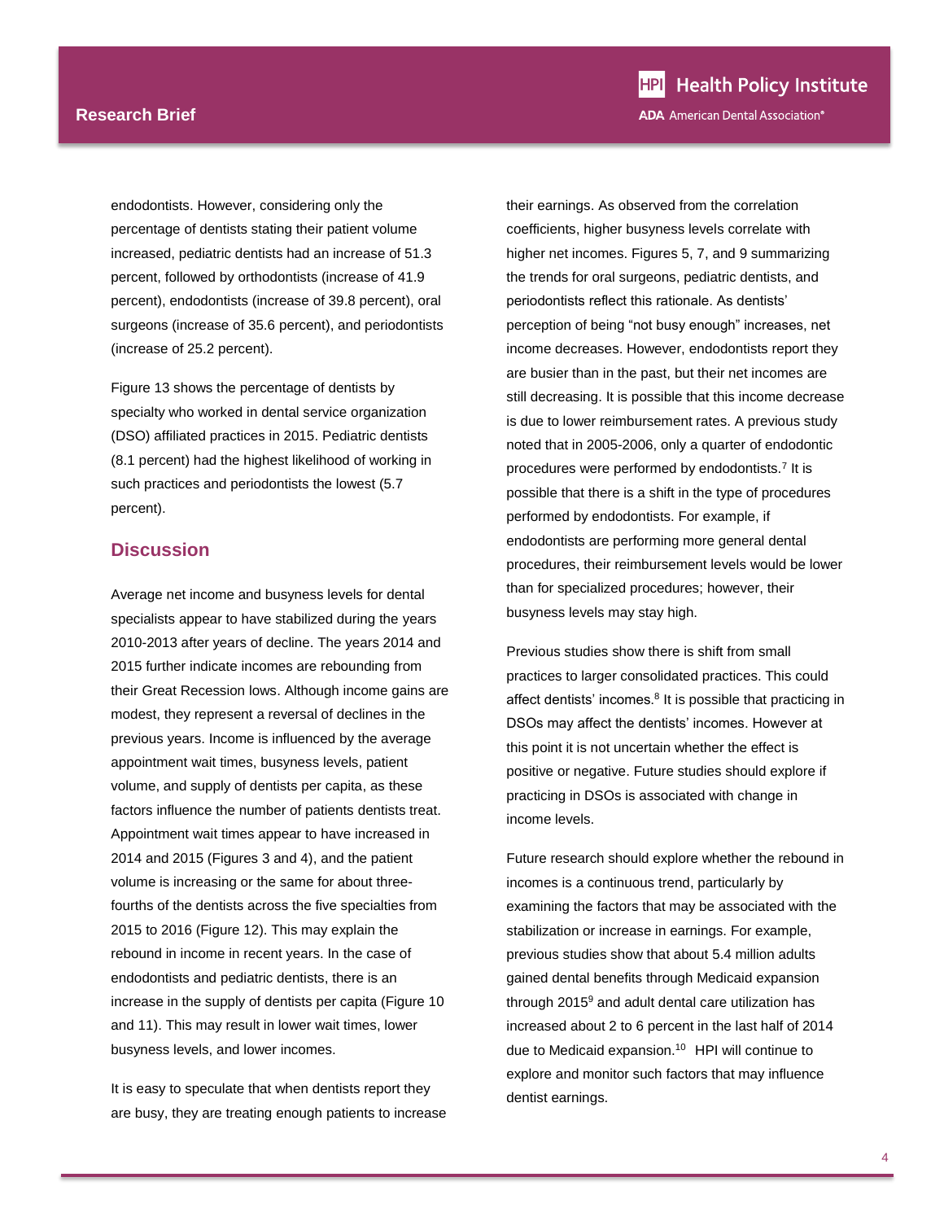endodontists. However, considering only the percentage of dentists stating their patient volume increased, pediatric dentists had an increase of 51.3 percent, followed by orthodontists (increase of 41.9 percent), endodontists (increase of 39.8 percent), oral surgeons (increase of 35.6 percent), and periodontists (increase of 25.2 percent).

Figure 13 shows the percentage of dentists by specialty who worked in dental service organization (DSO) affiliated practices in 2015. Pediatric dentists (8.1 percent) had the highest likelihood of working in such practices and periodontists the lowest (5.7 percent).

## Discussion

Average net income and busyness levels for dental specialists appear to have stabilized during the years 2010-2013 after years of decline. The years 2014 and 2015 further indicate incomes are rebounding from their Great Recession lows. Although income gains are modest, they represent a reversal of declines in the previous years. Income is influenced by the average appointment wait times, busyness levels, patient volume, and supply of dentists per capita, as these factors influence the number of patients dentists treat. Appointment wait times appear to have increased in 2014 and 2015 (Figures 3 and 4), and the patient volume is increasing or the same for about three-fourths of the dentists across the five specialties from 2015 to 2016 (Figure 12). This may explain the rebound in income in recent years. In the case of endodontists and pediatric dentists, there is an increase in the supply of dentists per capita (Figure 10 and 11). This may result in lower wait times, lower busyness levels, and lower incomes.

It is easy to speculate that when dentists report they are busy, they are treating enough patients to increase their earnings. As observed from the correlation coefficients, higher busyness levels correlate with higher net incomes. Figures 5, 7, and 9 summarizing the trends for oral surgeons, pediatric dentists, and periodontists reflect this rationale. As dentists' perception of being "not busy enough" increases, net income decreases. However, endodontists report they are busier than in the past, but their net incomes are still decreasing. It is possible that this income decrease is due to lower reimbursement rates. A previous study noted that in 2005-2006, only a quarter of endodontic procedures were performed by endodontists.[7] It is possible that there is a shift in the type of procedures performed by endodontists. For example, if endodontists are performing more general dental procedures, their reimbursement levels would be lower than for specialized procedures; however, their busyness levels may stay high.

Previous studies show there is shift from small practices to larger consolidated practices. This could affect dentists' incomes.[8] It is possible that practicing in DSOs may affect the dentists' incomes. However at this point it is not uncertain whether the effect is positive or negative. Future studies should explore if practicing in DSOs is associated with change in income levels.

Future research should explore whether the rebound in incomes is a continuous trend, particularly by examining the factors that may be associated with the stabilization or increase in earnings. For example, previous studies show that about 5.4 million adults gained dental benefits through Medicaid expansion through 2015[9] and adult dental care utilization has increased about 2 to 6 percent in the last half of 2014 due to Medicaid expansion.[10] HPI will continue to explore and monitor such factors that may influence dentist earnings.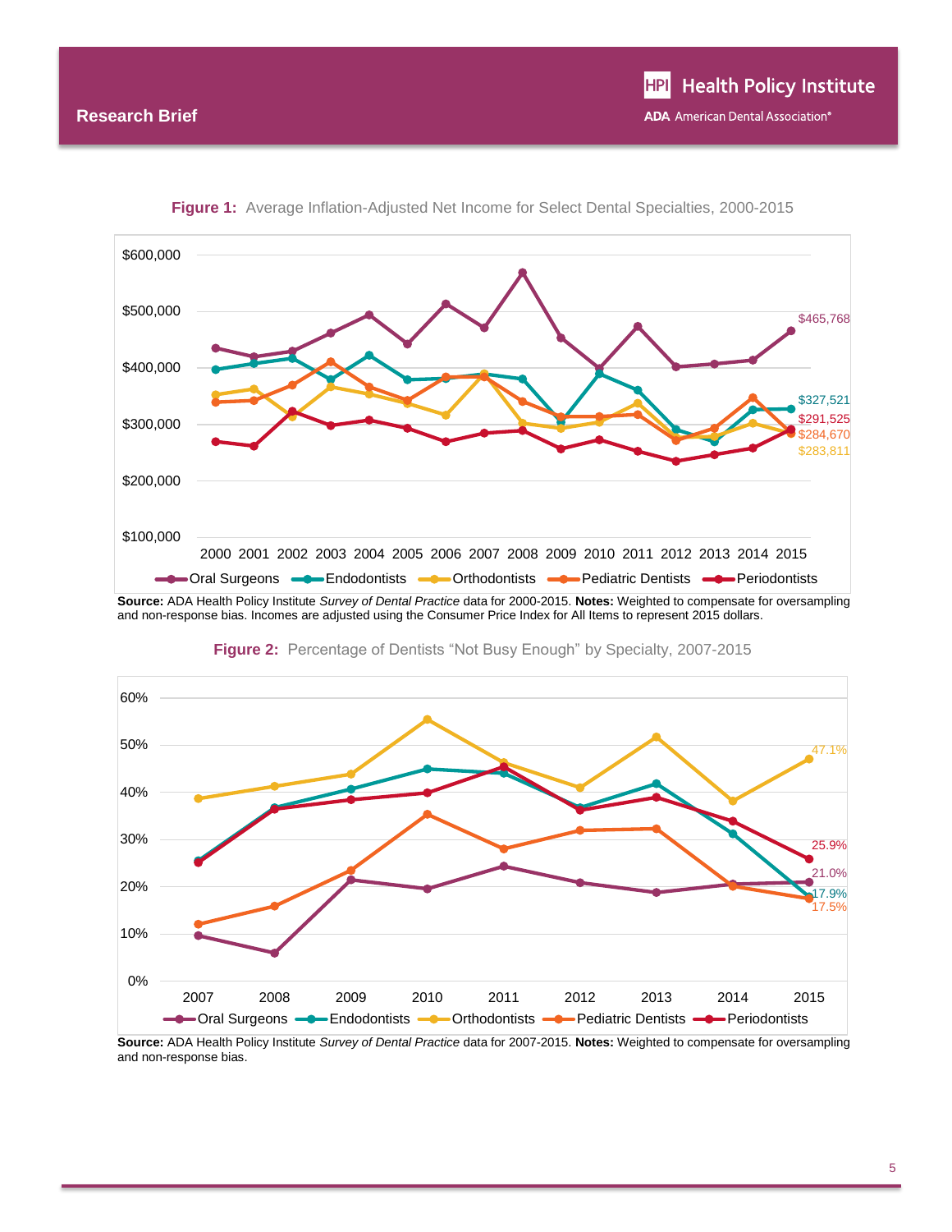**Figure 1:** Average Inflation-Adjusted Net Income for Select Dental Specialties, 2000-2015

**Source:** ADA Health Policy Institute *Survey of Dental Practice* data for 2000-2015. **Notes:** Weighted to compensate for oversampling and non-response bias. Incomes are adjusted using the Consumer Price Index for All Items to represent 2015 dollars.

**Figure 2:** Percentage of Dentists "Not Busy Enough" by Specialty, 2007-2015

**Source:** ADA Health Policy Institute *Survey of Dental Practice* data for 2007-2015. **Notes:** Weighted to compensate for oversampling and non-response bias.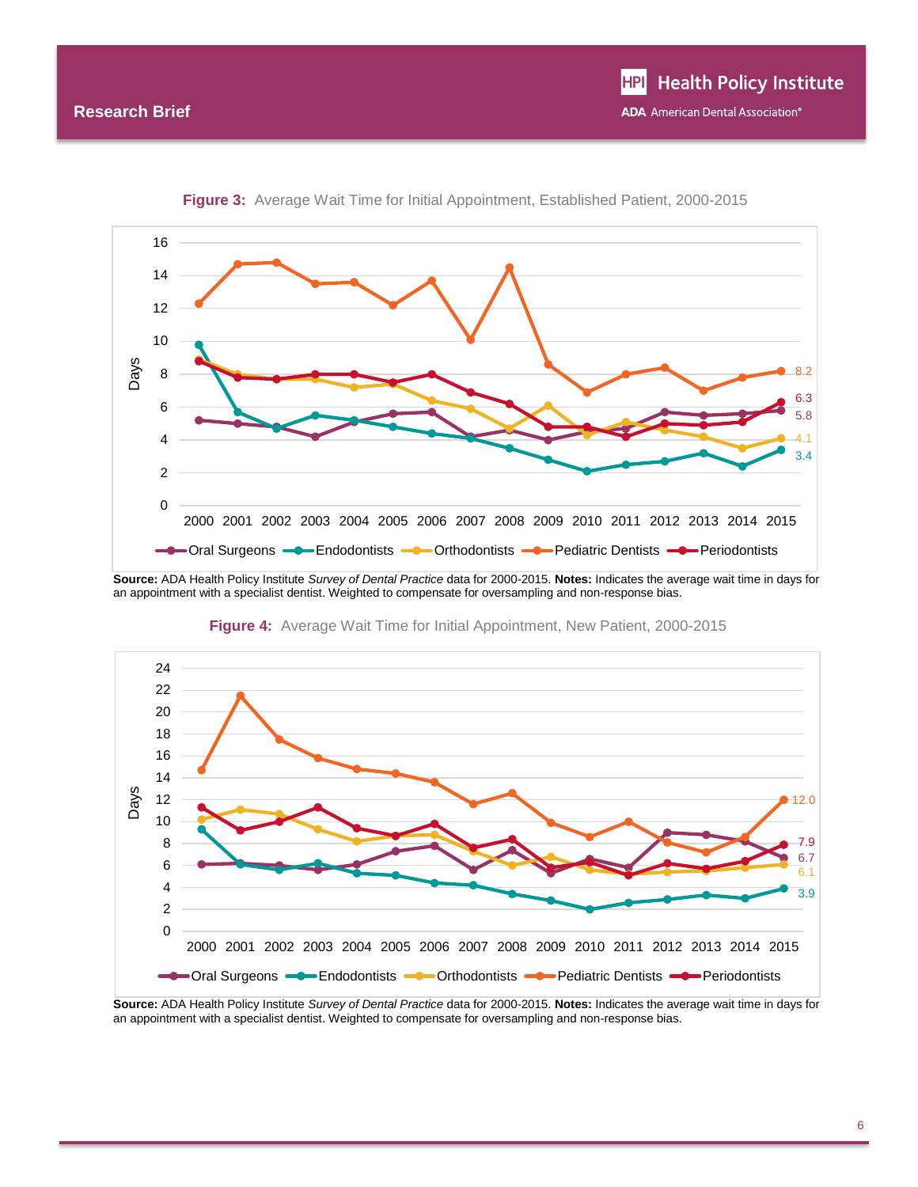**Figure 3:** Average Wait Time for Initial Appointment, Established Patient, 2000-2015

**Source:** ADA Health Policy Institute *Survey of Dental Practice* data for 2000-2015. **Notes:** Indicates the average wait time in days for an appointment with a specialist dentist. Weighted to compensate for oversampling and non-response bias.

**Figure 4:** Average Wait Time for Initial Appointment, New Patient, 2000-2015

**Source:** ADA Health Policy Institute *Survey of Dental Practice* data for 2000-2015. **Notes:** Indicates the average wait time in days for an appointment with a specialist dentist. Weighted to compensate for oversampling and non-response bias.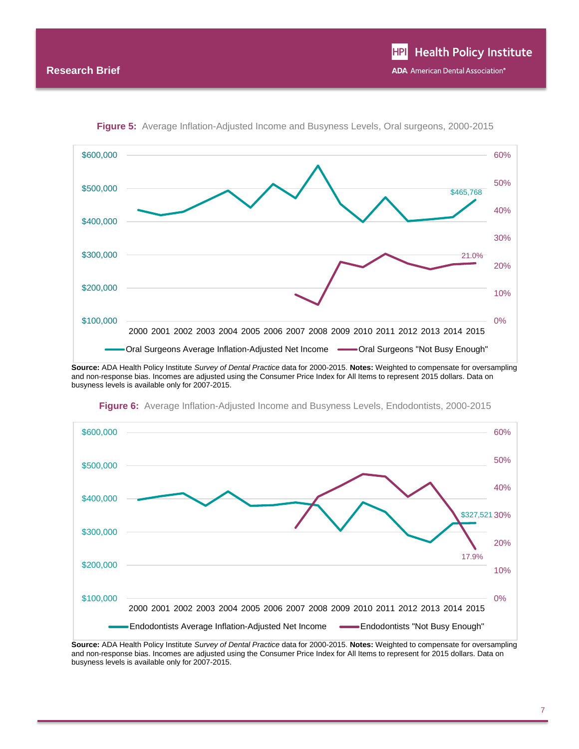**Figure 5:** Average Inflation-Adjusted Income and Busyness Levels, Oral surgeons, 2000-2015

**Source:** ADA Health Policy Institute *Survey of Dental Practice* data for 2000-2015. **Notes:** Weighted to compensate for oversampling and non-response bias. Incomes are adjusted using the Consumer Price Index for All Items to represent 2015 dollars. Data on busyness levels is available only for 2007-2015.

**Figure 6:** Average Inflation-Adjusted Income and Busyness Levels, Endodontists, 2000-2015

**Source:** ADA Health Policy Institute *Survey of Dental Practice* data for 2000-2015. **Notes:** Weighted to compensate for oversampling and non-response bias. Incomes are adjusted using the Consumer Price Index for All Items to represent for 2015 dollars. Data on busyness levels is available only for 2007-2015.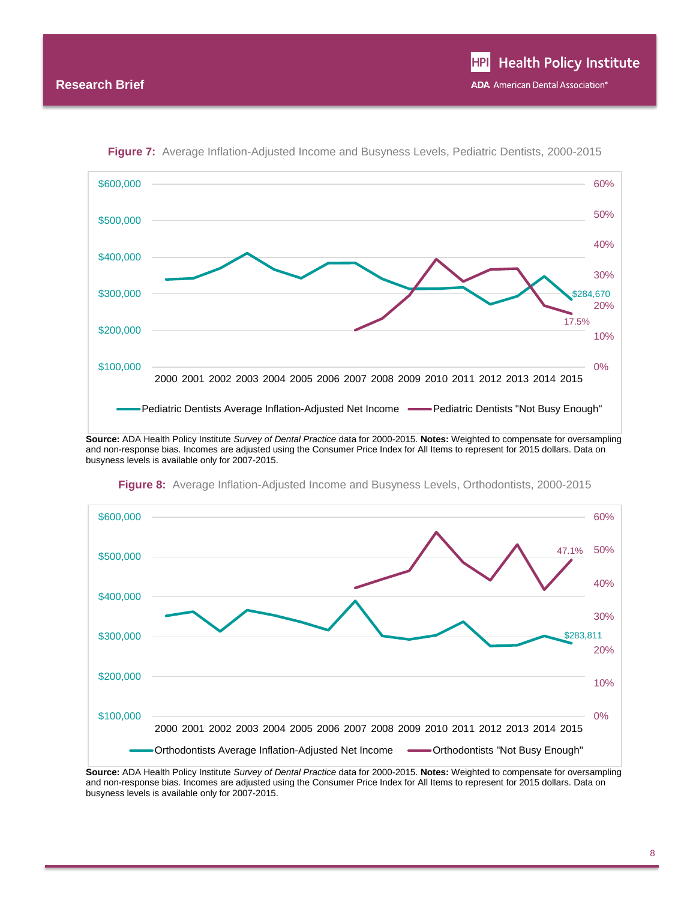**Figure 7:** Average Inflation-Adjusted Income and Busyness Levels, Pediatric Dentists, 2000-2015

**Source:** ADA Health Policy Institute *Survey of Dental Practice* data for 2000-2015. **Notes:** Weighted to compensate for oversampling and non-response bias. Incomes are adjusted using the Consumer Price Index for All Items to represent for 2015 dollars. Data on busyness levels is available only for 2007-2015.

**Figure 8:** Average Inflation-Adjusted Income and Busyness Levels, Orthodontists, 2000-2015

**Source:** ADA Health Policy Institute *Survey of Dental Practice* data for 2000-2015. **Notes:** Weighted to compensate for oversampling and non-response bias. Incomes are adjusted using the Consumer Price Index for All Items to represent for 2015 dollars. Data on busyness levels is available only for 2007-2015.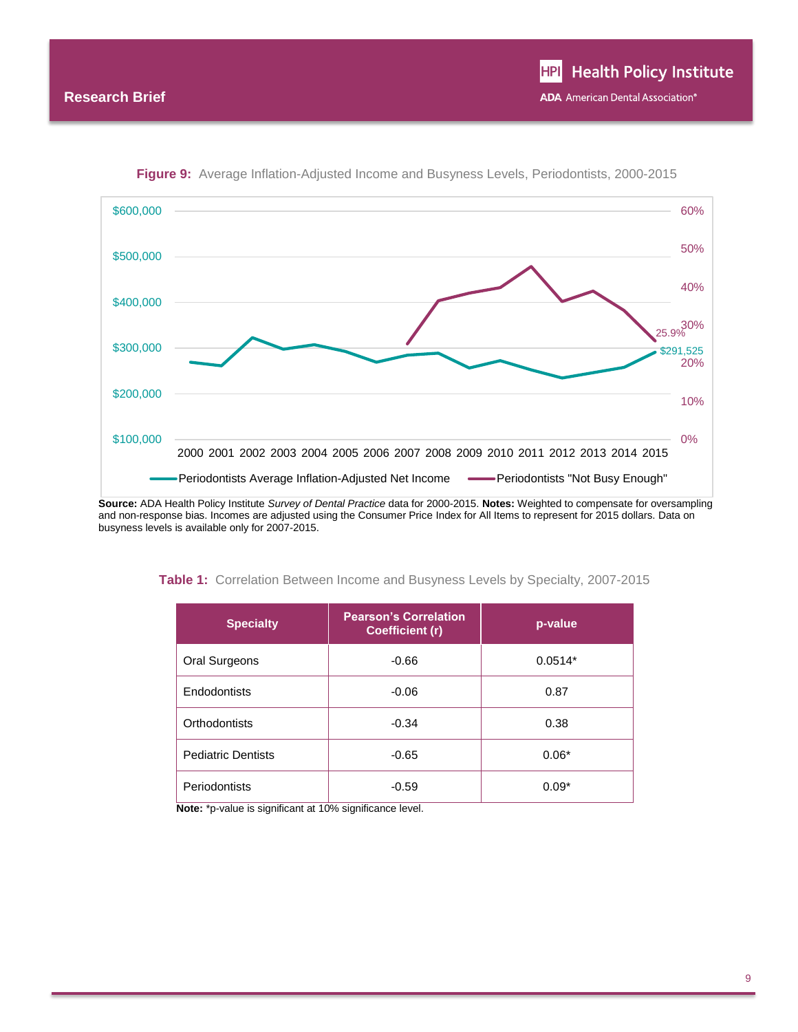**Figure 9:** Average Inflation-Adjusted Income and Busyness Levels, Periodontists, 2000-2015

**Source:** ADA Health Policy Institute *Survey of Dental Practice* data for 2000-2015. **Notes:** Weighted to compensate for oversampling and non-response bias. Incomes are adjusted using the Consumer Price Index for All Items to represent for 2015 dollars. Data on busyness levels is available only for 2007-2015.

**Table 1:** Correlation Between Income and Busyness Levels by Specialty, 2007-2015

| Specialty | Pearson's Correlation Coefficient (r) | p-value |
|---|---|---|
| Oral Surgeons | -0.66 | 0.0514* |
| Endodontists | -0.06 | 0.87 |
| Orthodontists | -0.34 | 0.38 |
| Pediatric Dentists | -0.65 | 0.06* |
| Periodontists | -0.59 | 0.09* |

**Note:** *p-value is significant at 10% significance level.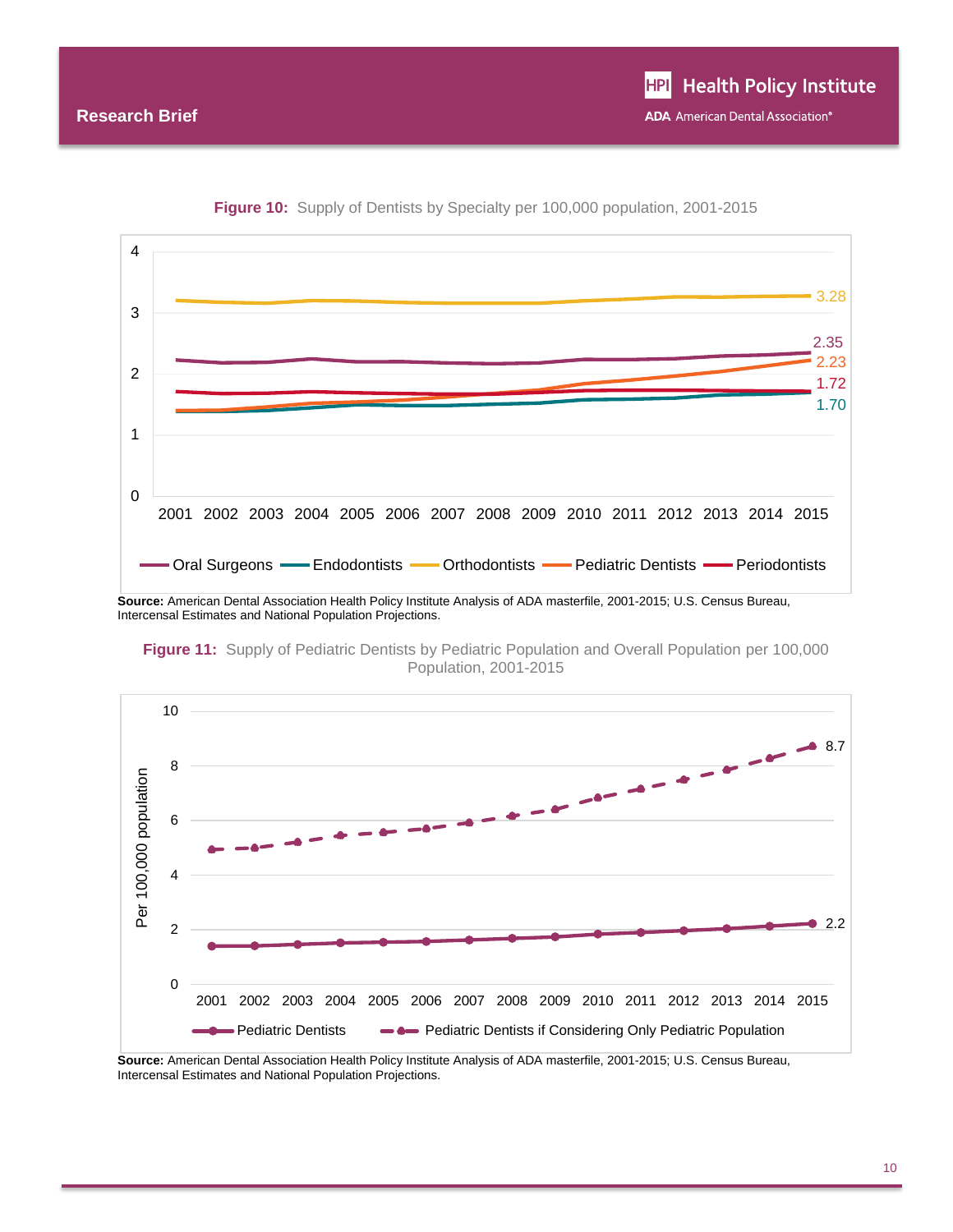**Figure 10:** Supply of Dentists by Specialty per 100,000 population, 2001-2015

**Source:** American Dental Association Health Policy Institute Analysis of ADA masterfile, 2001-2015; U.S. Census Bureau, Intercensal Estimates and National Population Projections.

**Figure 11:** Supply of Pediatric Dentists by Pediatric Population and Overall Population per 100,000 Population, 2001-2015

**Source:** American Dental Association Health Policy Institute Analysis of ADA masterfile, 2001-2015; U.S. Census Bureau, Intercensal Estimates and National Population Projections.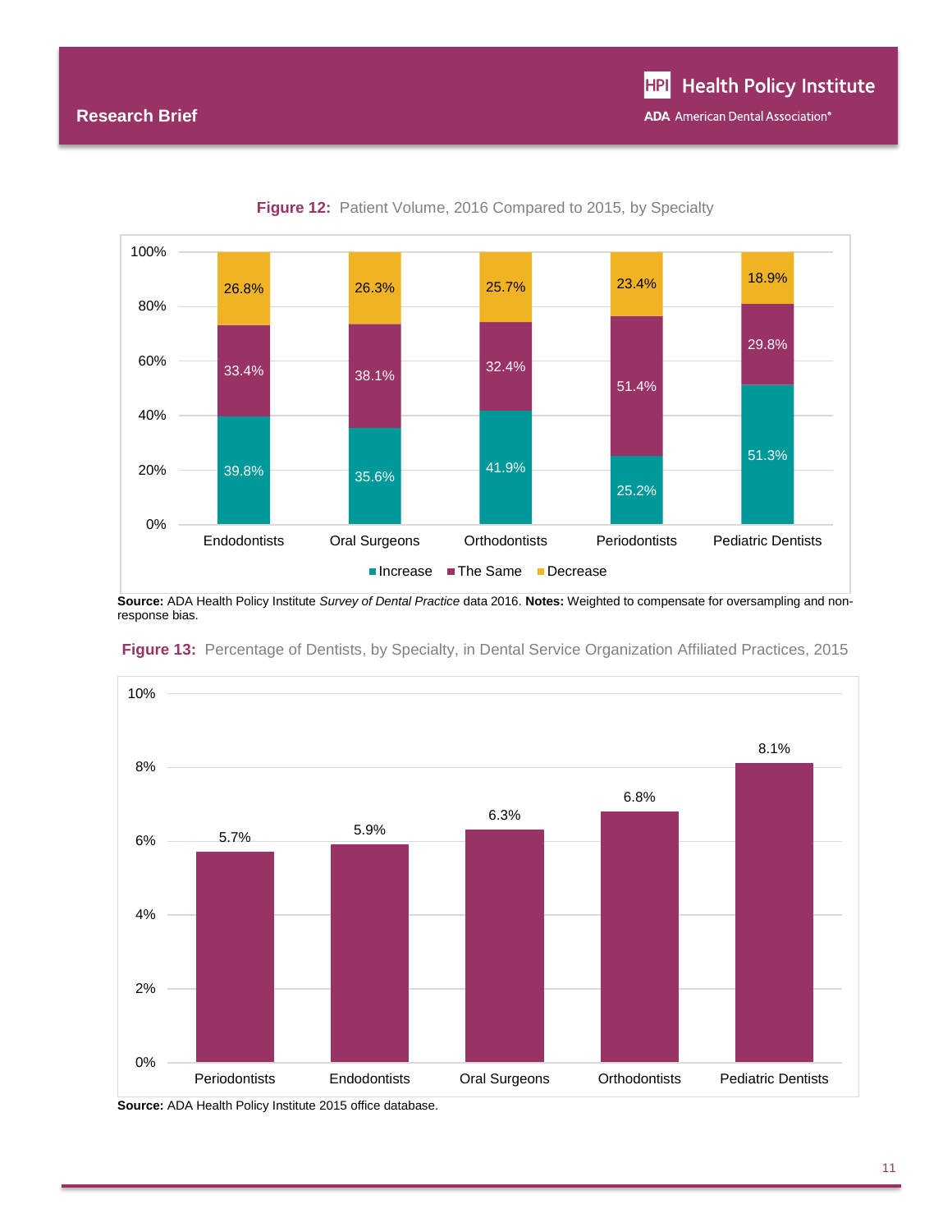**Figure 12:** Patient Volume, 2016 Compared to 2015, by Specialty

| Specialty | Increase | The Same | Decrease |
|---|---|---|---|
| Endodontists | 39.8% | 33.4% | 26.8% |
| Oral Surgeons | 35.6% | 38.1% | 26.3% |
| Orthodontists | 41.9% | 32.4% | 25.7% |
| Periodontists | 25.2% | 51.4% | 23.4% |
| Pediatric Dentists | 51.3% | 29.8% | 18.9% |

**Source:** ADA Health Policy Institute *Survey of Dental Practice* data 2016. **Notes:** Weighted to compensate for oversampling and non-response bias.

**Figure 13:** Percentage of Dentists, by Specialty, in Dental Service Organization Affiliated Practices, 2015

| Specialty | Percentage |
|---|---|
| Periodontists | 5.7% |
| Endodontists | 5.9% |
| Oral Surgeons | 6.3% |
| Orthodontists | 6.8% |
| Pediatric Dentists | 8.1% |

**Source:** ADA Health Policy Institute 2015 office database.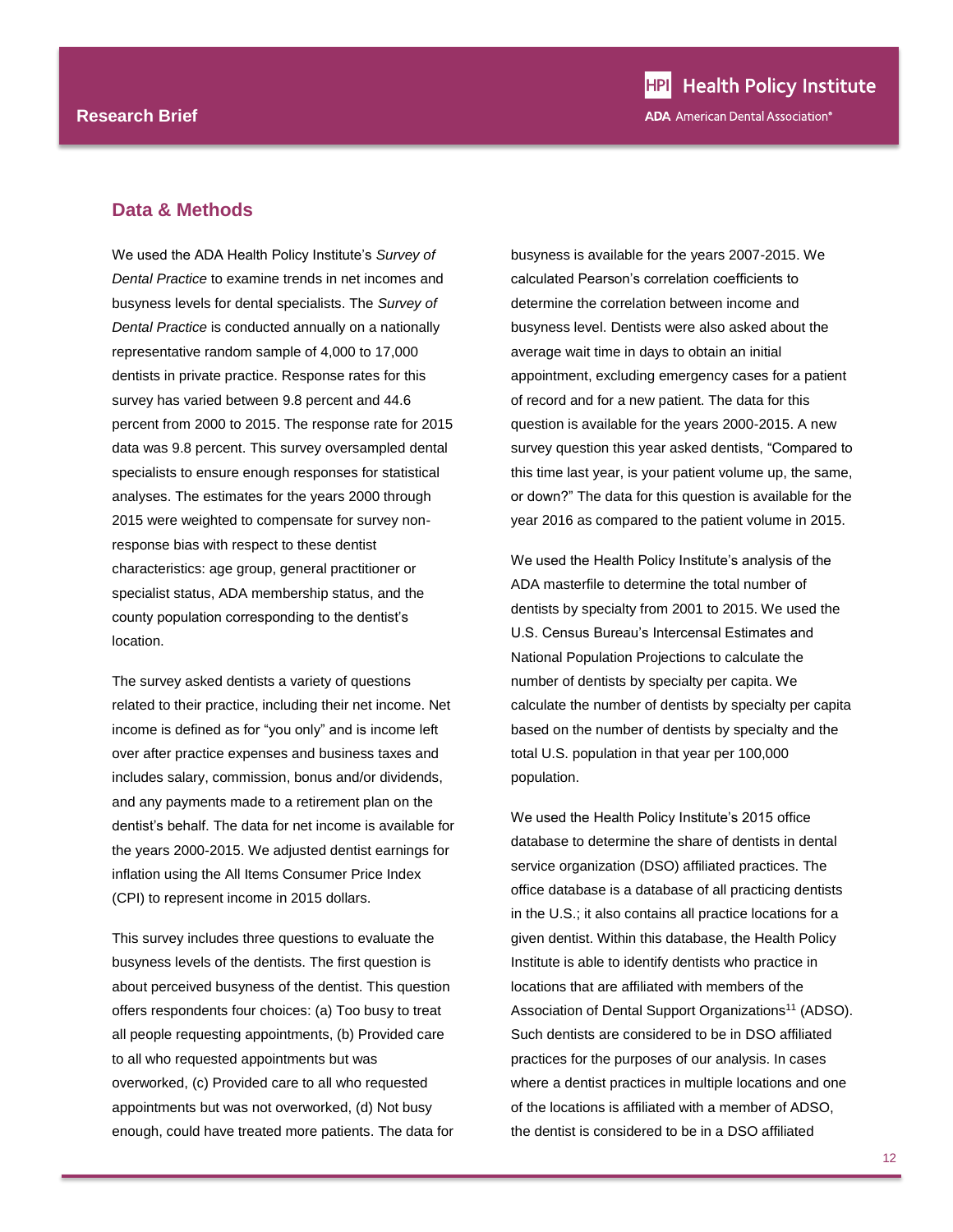## Data & Methods

We used the ADA Health Policy Institute's *Survey of Dental Practice* to examine trends in net incomes and busyness levels for dental specialists. The *Survey of Dental Practice* is conducted annually on a nationally representative random sample of 4,000 to 17,000 dentists in private practice. Response rates for this survey has varied between 9.8 percent and 44.6 percent from 2000 to 2015. The response rate for 2015 data was 9.8 percent. This survey oversampled dental specialists to ensure enough responses for statistical analyses. The estimates for the years 2000 through 2015 were weighted to compensate for survey non-response bias with respect to these dentist characteristics: age group, general practitioner or specialist status, ADA membership status, and the county population corresponding to the dentist's location.

The survey asked dentists a variety of questions related to their practice, including their net income. Net income is defined as for "you only" and is income left over after practice expenses and business taxes and includes salary, commission, bonus and/or dividends, and any payments made to a retirement plan on the dentist's behalf. The data for net income is available for the years 2000-2015. We adjusted dentist earnings for inflation using the All Items Consumer Price Index (CPI) to represent income in 2015 dollars.

This survey includes three questions to evaluate the busyness levels of the dentists. The first question is about perceived busyness of the dentist. This question offers respondents four choices: (a) Too busy to treat all people requesting appointments, (b) Provided care to all who requested appointments but was overworked, (c) Provided care to all who requested appointments but was not overworked, (d) Not busy enough, could have treated more patients. The data for busyness is available for the years 2007-2015. We calculated Pearson's correlation coefficients to determine the correlation between income and busyness level. Dentists were also asked about the average wait time in days to obtain an initial appointment, excluding emergency cases for a patient of record and for a new patient. The data for this question is available for the years 2000-2015. A new survey question this year asked dentists, "Compared to this time last year, is your patient volume up, the same, or down?" The data for this question is available for the year 2016 as compared to the patient volume in 2015.

We used the Health Policy Institute's analysis of the ADA masterfile to determine the total number of dentists by specialty from 2001 to 2015. We used the U.S. Census Bureau's Intercensal Estimates and National Population Projections to calculate the number of dentists by specialty per capita. We calculate the number of dentists by specialty per capita based on the number of dentists by specialty and the total U.S. population in that year per 100,000 population.

We used the Health Policy Institute's 2015 office database to determine the share of dentists in dental service organization (DSO) affiliated practices. The office database is a database of all practicing dentists in the U.S.; it also contains all practice locations for a given dentist. Within this database, the Health Policy Institute is able to identify dentists who practice in locations that are affiliated with members of the Association of Dental Support Organizations[11] (ADSO). Such dentists are considered to be in DSO affiliated practices for the purposes of our analysis. In cases where a dentist practices in multiple locations and one of the locations is affiliated with a member of ADSO, the dentist is considered to be in a DSO affiliated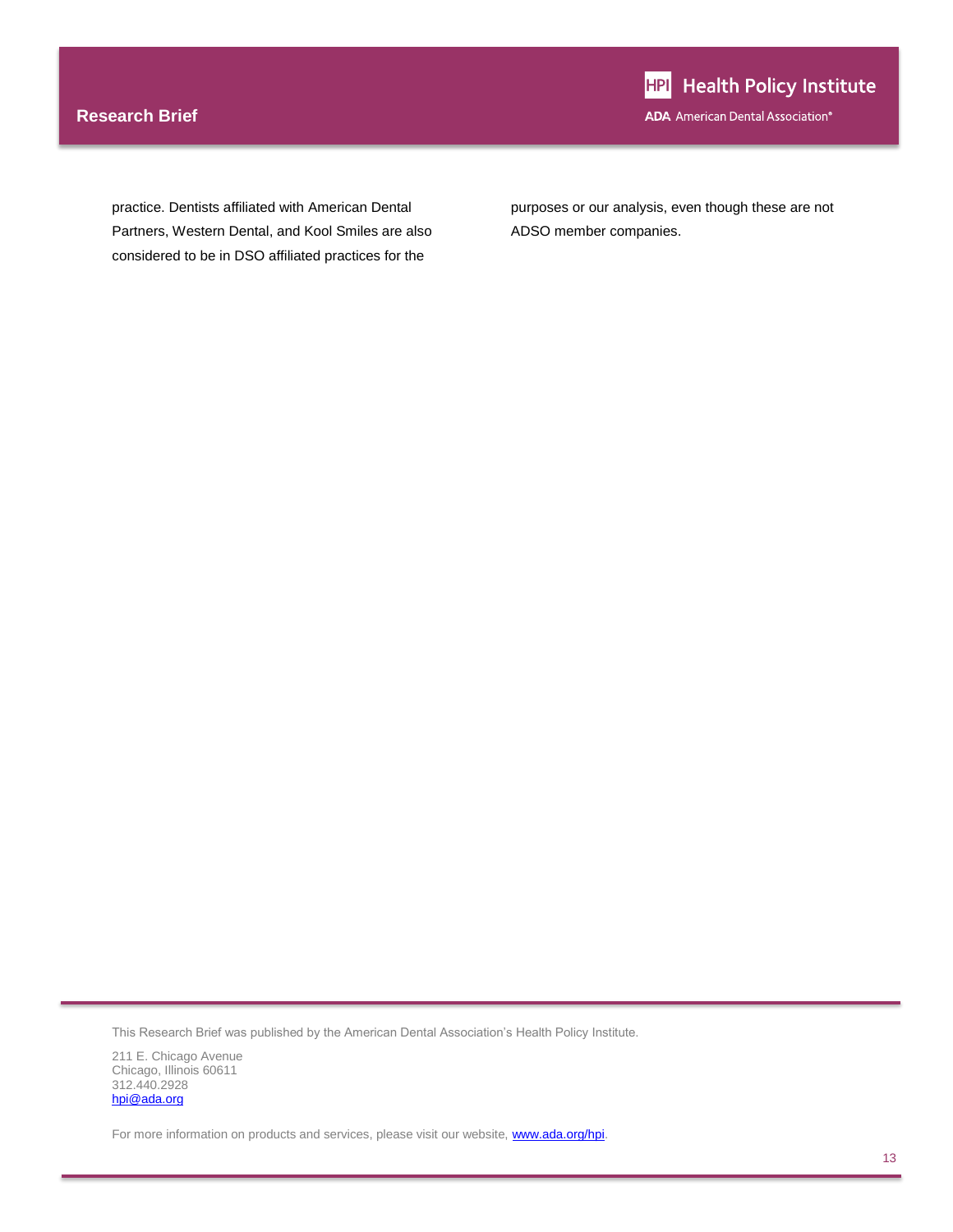practice. Dentists affiliated with American Dental Partners, Western Dental, and Kool Smiles are also considered to be in DSO affiliated practices for the purposes or our analysis, even though these are not ADSO member companies.

This Research Brief was published by the American Dental Association's Health Policy Institute.

211 E. Chicago Avenue
Chicago, Illinois 60611
312.440.2928
[hpi@ada.org](mailto:hpi@ada.org)

For more information on products and services, please visit our website, [www.ada.org/hpi](http://www.ada.org/hpi).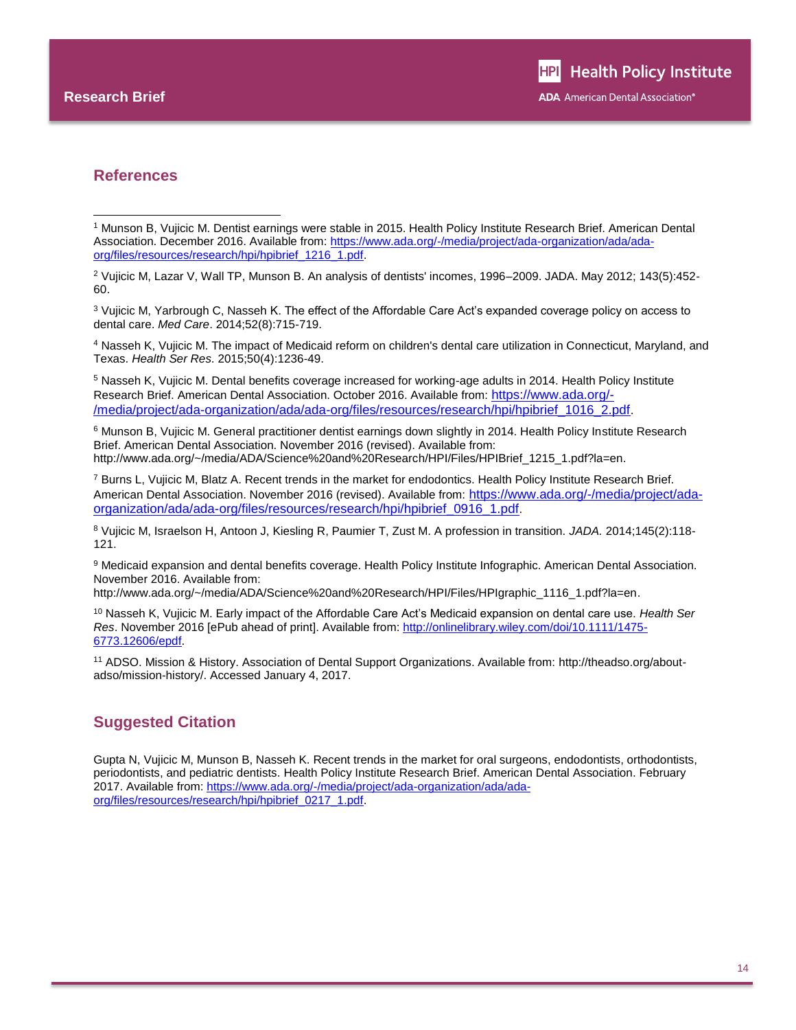## References

[1] Munson B, Vujicic M. Dentist earnings were stable in 2015. Health Policy Institute Research Brief. American Dental Association. December 2016. Available from: https://www.ada.org/-/media/project/ada-organization/ada/ada-org/files/resources/research/hpi/hpibrief_1216_1.pdf.

[2] Vujicic M, Lazar V, Wall TP, Munson B. An analysis of dentists' incomes, 1996–2009. JADA. May 2012; 143(5):452-60.

[3] Vujicic M, Yarbrough C, Nasseh K. The effect of the Affordable Care Act's expanded coverage policy on access to dental care. *Med Care*. 2014;52(8):715-719.

[4] Nasseh K, Vujicic M. The impact of Medicaid reform on children's dental care utilization in Connecticut, Maryland, and Texas. *Health Ser Res*. 2015;50(4):1236-49.

[5] Nasseh K, Vujicic M. Dental benefits coverage increased for working-age adults in 2014. Health Policy Institute Research Brief. American Dental Association. October 2016. Available from: https://www.ada.org/-/media/project/ada-organization/ada/ada-org/files/resources/research/hpi/hpibrief_1016_2.pdf.

[6] Munson B, Vujicic M. General practitioner dentist earnings down slightly in 2014. Health Policy Institute Research Brief. American Dental Association. November 2016 (revised). Available from: http://www.ada.org/~/media/ADA/Science%20and%20Research/HPI/Files/HPIBrief_1215_1.pdf?la=en.

[7] Burns L, Vujicic M, Blatz A. Recent trends in the market for endodontics. Health Policy Institute Research Brief. American Dental Association. November 2016 (revised). Available from: https://www.ada.org/-/media/project/ada-organization/ada/ada-org/files/resources/research/hpi/hpibrief_0916_1.pdf.

[8] Vujicic M, Israelson H, Antoon J, Kiesling R, Paumier T, Zust M. A profession in transition. *JADA*. 2014;145(2):118-121.

[9] Medicaid expansion and dental benefits coverage. Health Policy Institute Infographic. American Dental Association. November 2016. Available from: http://www.ada.org/~/media/ADA/Science%20and%20Research/HPI/Files/HPIgraphic_1116_1.pdf?la=en.

[10] Nasseh K, Vujicic M. Early impact of the Affordable Care Act's Medicaid expansion on dental care use. *Health Ser Res*. November 2016 [ePub ahead of print]. Available from: http://onlinelibrary.wiley.com/doi/10.1111/1475-6773.12606/epdf.

[11] ADSO. Mission & History. Association of Dental Support Organizations. Available from: http://theadso.org/about-adso/mission-history/. Accessed January 4, 2017.

## Suggested Citation

Gupta N, Vujicic M, Munson B, Nasseh K. Recent trends in the market for oral surgeons, endodontists, orthodontists, periodontists, and pediatric dentists. Health Policy Institute Research Brief. American Dental Association. February 2017. Available from: https://www.ada.org/-/media/project/ada-organization/ada/ada-org/files/resources/research/hpi/hpibrief_0217_1.pdf.